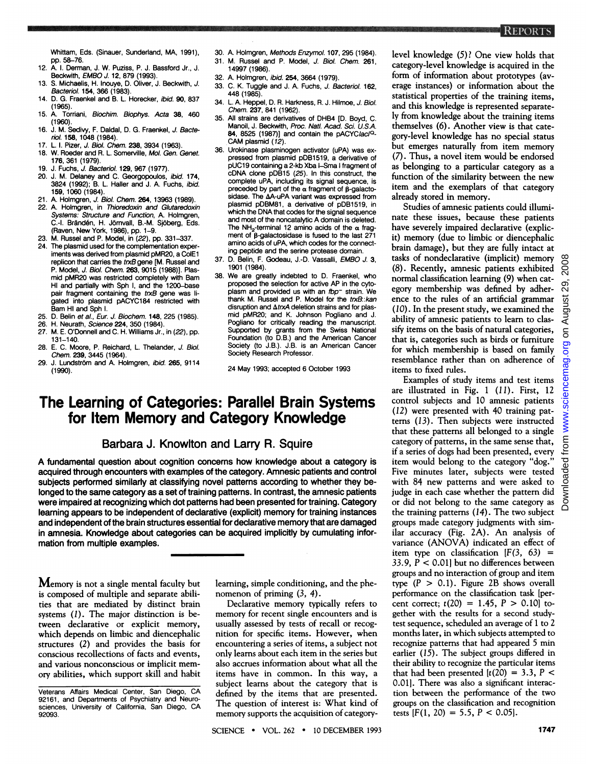Whittam, Eds. (Sinauer, Sunderland, MA, 1991), pp. 58–76.
12. A. I. Derman, J. W. Puziss, P. J. Bassford Jr., J. Beckwith, *EMBO J.* 12, 879 (1993).
13. S. Michaelis, H. Inouye, D. Oliver, J. Beckwith, *J. Bacteriol.* 154, 366 (1983).
14. D. G. Fraenkel and B. L. Horecker, *ibid.* 90, 837 (1965).
15. A. Torriani, *Biochim. Biophys. Acta* 38, 460 (1960).
16. J. M. Sedivy, F. Daldal, D. G. Fraenkel, *J. Bacteriol.* 158, 1048 (1984).
17. L. I. Pizer, *J. Biol. Chem.* 238, 3934 (1963).
18. W. Roeder and R. L. Somerville, *Mol. Gen. Genet.* 176, 361 (1979).
19. J. Fuchs, *J. Bacteriol.* 129, 967 (1977).
20. J. M. Delaney and C. Georgopoulos, *ibid.* 174, 3824 (1992); B. L. Haller and J. A. Fuchs, *ibid.* 159, 1060 (1984).
21. A. Holmgren, *J. Biol. Chem.* 264, 13963 (1989).
22. A. Holmgren, in *Thioredoxin and Glutaredoxin Systems: Structure and Function*, A. Holmgren, C.-I. Brändén, H. Jörnvall, B.-M. Sjöberg, Eds. (Raven, New York, 1986), pp. 1–9.
23. M. Russel and P. Model, in (22), pp. 331–337.
24. The plasmid used for the complementation experiments was derived from plasmid pMR20, a ColE1 replicon that carries the *trxB* gene [M. Russel and P. Model, *J. Biol. Chem.* 263, 9015 (1988)]. Plasmid pMR20 was restricted completely with Bam HI and partially with Sph I, and the 1200–base pair fragment containing the *trxB* gene was ligated into plasmid pACYC184 restricted with Bam HI and Sph I.
25. D. Belin *et al.*, *Eur. J. Biochem.* 148, 225 (1985).
26. H. Neurath, *Science* 224, 350 (1984).
27. M. E. O'Donnell and C. H. Williams Jr., in (22), pp. 131–140.
28. E. C. Moore, P. Reichard, L. Thelander, *J. Biol. Chem.* 239, 3445 (1964).
29. J. Lundström and A. Holmgren, *ibid.* 265, 9114 (1990).
30. A. Holmgren, *Methods Enzymol.* 107, 295 (1984).
31. M. Russel and P. Model, *J. Biol. Chem.* 261, 14997 (1986).
32. A. Holmgren, *ibid.* 254, 3664 (1979).
33. C. K. Tuggle and J. A. Fuchs, *J. Bacteriol.* 162, 448 (1985).
34. L. A. Heppel, D. R. Harkness, R. J. Hilmoe, *J. Biol. Chem.* 237, 841 (1962).
35. All strains are derivatives of DHB4 [D. Boyd, C. Manoil, J. Beckwith, *Proc. Natl. Acad. Sci. U.S.A.* 84, 8525 (1987)] and contain the pACYC*lacI*$^Q$-CAM plasmid (12).
36. Urokinase plasminogen activator (uPA) was expressed from plasmid pDB1519, a derivative of pUC19 containing a 2-kb Xba I–Sma I fragment of cDNA clone pDB15 (25). In this construct, the complete uPA, including its signal sequence, is preceded by part of the α fragment of β-galactosidase. The ΔA-uPA variant was expressed from plasmid pDBM81, a derivative of pDB1519, in which the DNA that codes for the signal sequence and most of the noncatalytic A domain is deleted. The $NH_2$-terminal 12 amino acids of the α fragment of β-galactosidase is fused to the last 271 amino acids of uPA, which codes for the connecting peptide and the serine protease domain.
37. D. Belin, F. Godeau, J.-D. Vassalli, *EMBO J.* 3, 1901 (1984).
38. We are greatly indebted to D. Fraenkel, who proposed the selection for active AP in the cytoplasm and provided us with an *fbp*$^-$ strain. We thank M. Russel and P. Model for the *trxB::kan* disruption and Δ*trxA* deletion strains and for plasmid pMR20; and K. Johnson Pogliano and J. Pogliano for critically reading the manuscript. Supported by grants from the Swiss National Foundation (to D.B.) and the American Cancer Society (to J.B.). J.B. is an American Cancer Society Research Professor.

24 May 1993; accepted 6 October 1993

# The Learning of Categories: Parallel Brain Systems for Item Memory and Category Knowledge

## Barbara J. Knowlton and Larry R. Squire

**A fundamental question about cognition concerns how knowledge about a category is acquired through encounters with examples of the category. Amnesic patients and control subjects performed similarly at classifying novel patterns according to whether they belonged to the same category as a set of training patterns. In contrast, the amnesic patients were impaired at recognizing which dot patterns had been presented for training. Category learning appears to be independent of declarative (explicit) memory for training instances and independent of the brain structures essential for declarative memory that are damaged in amnesia. Knowledge about categories can be acquired implicitly by cumulating information from multiple examples.**

Memory is not a single mental faculty but is composed of multiple and separate abilities that are mediated by distinct brain systems (1). The major distinction is between declarative or explicit memory, which depends on limbic and diencephalic structures (2) and provides the basis for conscious recollections of facts and events, and various nonconscious or implicit memory abilities, which support skill and habit learning, simple conditioning, and the phenomenon of priming (3, 4).

Declarative memory typically refers to memory for recent single encounters and is usually assessed by tests of recall or recognition for specific items. However, when encountering a series of items, a subject not only learns about each item in the series but also accrues information about what all the items have in common. In this way, a subject learns about the category that is defined by the items that are presented. The question of interest is: What kind of memory supports the acquisition of category-level knowledge (5)? One view holds that category-level knowledge is acquired in the form of information about prototypes (average instances) or information about the statistical properties of the training items, and this knowledge is represented separately from knowledge about the training items themselves (6). Another view is that category-level knowledge has no special status but emerges naturally from item memory (7). Thus, a novel item would be endorsed as belonging to a particular category as a function of the similarity between the new item and the exemplars of that category already stored in memory.

Studies of amnesic patients could illuminate these issues, because these patients have severely impaired declarative (explicit) memory (due to limbic or diencephalic brain damage), but they are fully intact at tasks of nondeclarative (implicit) memory (8). Recently, amnesic patients exhibited normal classification learning (9) when category membership was defined by adherence to the rules of an artificial grammar (10). In the present study, we examined the ability of amnesic patients to learn to classify items on the basis of natural categories, that is, categories such as birds or furniture for which membership is based on family resemblance rather than on adherence of items to fixed rules.

Examples of study items and test items are illustrated in Fig. 1 (11). First, 12 control subjects and 10 amnesic patients (12) were presented with 40 training patterns (13). Then subjects were instructed that these patterns all belonged to a single category of patterns, in the same sense that, if a series of dogs had been presented, every item would belong to the category "dog." Five minutes later, subjects were tested with 84 new patterns and were asked to judge in each case whether the pattern did or did not belong to the same category as the training patterns (14). The two subject groups made category judgments with similar accuracy (Fig. 2A). An analysis of variance (ANOVA) indicated an effect of item type on classification [$F(3, 63) = 33.9$, $P < 0.01$] but no differences between groups and no interaction of group and item type ($P > 0.1$). Figure 2B shows overall performance on the classification task [percent correct; $t(20) = 1.45$, $P > 0.10$] together with the results for a second study-test sequence, scheduled an average of 1 to 2 months later, in which subjects attempted to recognize patterns that had appeared 5 min earlier (15). The subject groups differed in their ability to recognize the particular items that had been presented [$t(20) = 3.3$, $P < 0.01$]. There was also a significant interaction between the performance of the two groups on the classification and recognition tests [$F(1, 20) = 5.5$, $P < 0.05$].

Veterans Affairs Medical Center, San Diego, CA 92161, and Departments of Psychiatry and Neurosciences, University of California, San Diego, CA 92093.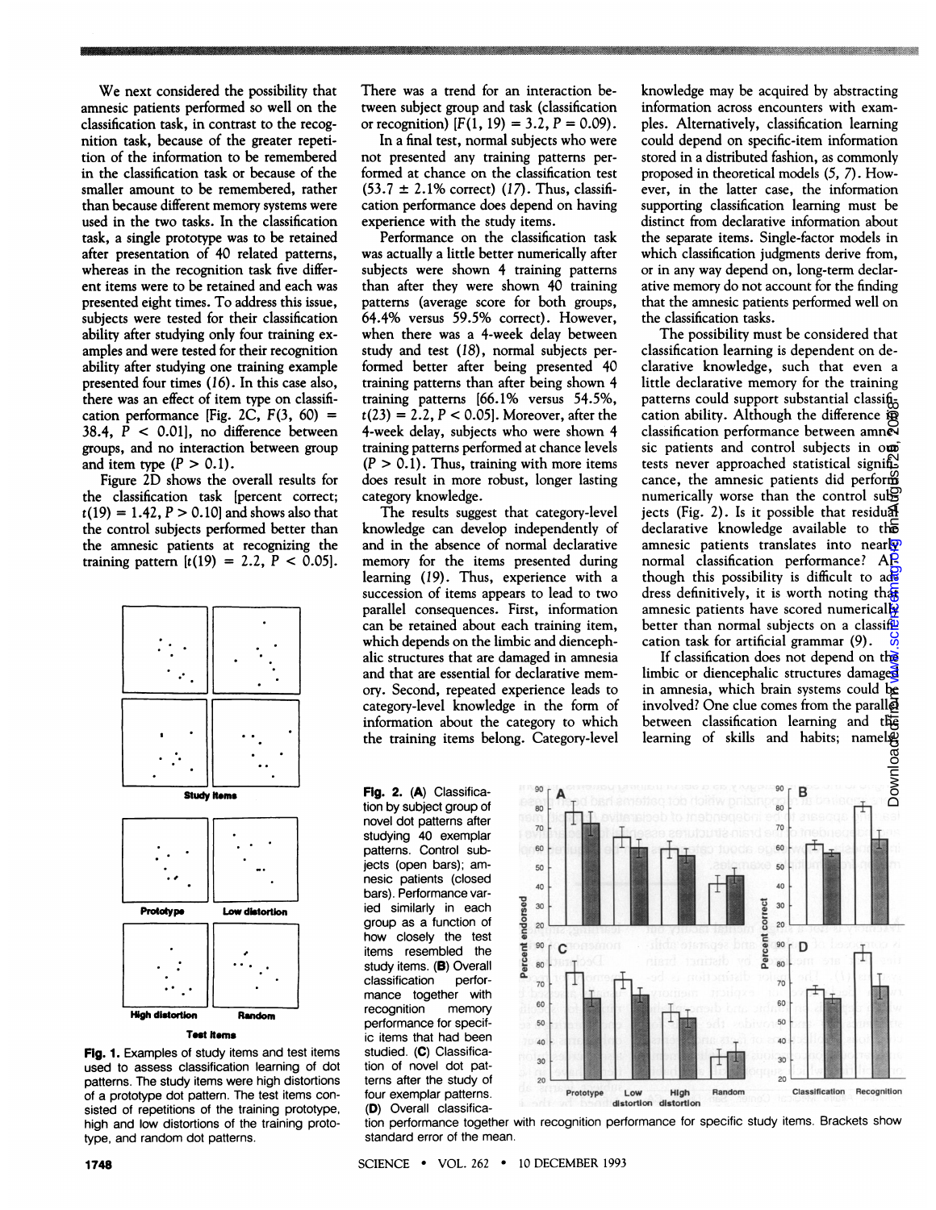We next considered the possibility that amnesic patients performed so well on the classification task, in contrast to the recognition task, because of the greater repetition of the information to be remembered in the classification task or because of the smaller amount to be remembered, rather than because different memory systems were used in the two tasks. In the classification task, a single prototype was to be retained after presentation of 40 related patterns, whereas in the recognition task five different items were to be retained and each was presented eight times. To address this issue, subjects were tested for their classification ability after studying only four training examples and were tested for their recognition ability after studying one training example presented four times (16). In this case also, there was an effect of item type on classification performance [Fig. 2C, $F(3, 60) = 38.4$, $P < 0.01$], no difference between groups, and no interaction between group and item type ($P > 0.1$).

Figure 2D shows the overall results for the classification task [percent correct; $t(19) = 1.42$, $P > 0.10$] and shows also that the control subjects performed better than the amnesic patients at recognizing the training pattern [$t(19) = 2.2$, $P < 0.05$]. There was a trend for an interaction between subject group and task (classification or recognition) [$F(1, 19) = 3.2$, $P = 0.09$).

In a final test, normal subjects who were not presented any training patterns performed at chance on the classification test ($53.7 \pm 2.1\%$ correct) (17). Thus, classification performance does depend on having experience with the study items.

Performance on the classification task was actually a little better numerically after subjects were shown 4 training patterns than after they were shown 40 training patterns (average score for both groups, 64.4% versus 59.5% correct). However, when there was a 4-week delay between study and test (18), normal subjects performed better after being presented 40 training patterns than after being shown 4 training patterns [66.1% versus 54.5%, $t(23) = 2.2$, $P < 0.05$]. Moreover, after the 4-week delay, subjects who were shown 4 training patterns performed at chance levels ($P > 0.1$). Thus, training with more items does result in more robust, longer lasting category knowledge.

The results suggest that category-level knowledge can develop independently of and in the absence of normal declarative memory for the items presented during learning (19). Thus, experience with a succession of items appears to lead to two parallel consequences. First, information can be retained about each training item, which depends on the limbic and diencephalic structures that are damaged in amnesia and that are essential for declarative memory. Second, repeated experience leads to category-level knowledge in the form of information about the category to which the training items belong. Category-level knowledge may be acquired by abstracting information across encounters with examples. Alternatively, classification learning could depend on specific-item information stored in a distributed fashion, as commonly proposed in theoretical models (5, 7). However, in the latter case, the information supporting classification learning must be distinct from declarative information about the separate items. Single-factor models in which classification judgments derive from, or in any way depend on, long-term declarative memory do not account for the finding that the amnesic patients performed well on the classification tasks.

The possibility must be considered that classification learning is dependent on declarative knowledge, such that even a little declarative memory for the training patterns could support substantial classification ability. Although the difference in classification performance between amnesic patients and control subjects in our tests never approached statistical significance, the amnesic patients did perform numerically worse than the control subjects (Fig. 2). Is it possible that residual declarative knowledge available to the amnesic patients translates into nearly normal classification performance? Although this possibility is difficult to address definitively, it is worth noting that amnesic patients have scored numerically better than normal subjects on a classification task for artificial grammar (9).

If classification does not depend on the limbic or diencephalic structures damaged in amnesia, which brain systems could be involved? One clue comes from the parallel between classification learning and the learning of skills and habits; namely

Study items

Prototype

Low distortion

High distortion

Random

Test items

**Fig. 1.** Examples of study items and test items used to assess classification learning of dot patterns. The study items were high distortions of a prototype dot pattern. The test items consisted of repetitions of the training prototype, high and low distortions of the training prototype, and random dot patterns.

A

B

C

D

Percent endorsed

Percent correct

90
80
70
60
50
40
30
20

Prototype

Low distortion

High distortion

Random

Classification

Recognition

**Fig. 2.** (**A**) Classification by subject group of novel dot patterns after studying 40 exemplar patterns. Control subjects (open bars); amnesic patients (closed bars). Performance varied similarly in each group as a function of how closely the test items resembled the study items. (**B**) Overall classification performance together with recognition memory performance for specific items that had been studied. (**C**) Classification of novel dot patterns after the study of four exemplar patterns. (**D**) Overall classification performance together with recognition performance for specific study items. Brackets show standard error of the mean.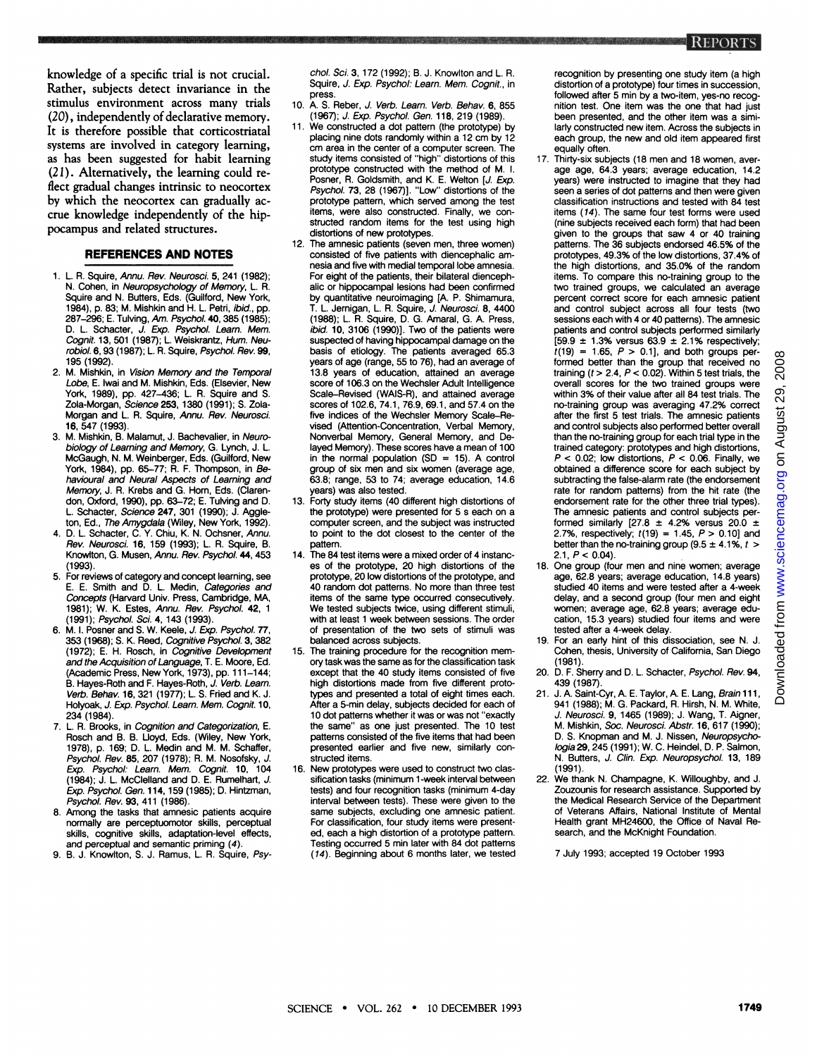knowledge of a specific trial is not crucial. Rather, subjects detect invariance in the stimulus environment across many trials (20), independently of declarative memory. It is therefore possible that corticostriatal systems are involved in category learning, as has been suggested for habit learning (21). Alternatively, the learning could reflect gradual changes intrinsic to neocortex by which the neocortex can gradually accrue knowledge independently of the hippocampus and related structures.

## REFERENCES AND NOTES

1. L. R. Squire, *Annu. Rev. Neurosci.* **5**, 241 (1982); N. Cohen, in *Neuropsychology of Memory*, L. R. Squire and N. Butters, Eds. (Guilford, New York, 1984), p. 83; M. Mishkin and H. L. Petri, *ibid.*, pp. 287–296; E. Tulving, *Am. Psychol.* **40**, 385 (1985); D. L. Schacter, *J. Exp. Psychol. Learn. Mem. Cognit.* **13**, 501 (1987); L. Weiskrantz, *Hum. Neurobiol.* **6**, 93 (1987); L. R. Squire, *Psychol. Rev.* **99**, 195 (1992).
2. M. Mishkin, in *Vision Memory and the Temporal Lobe*, E. Iwai and M. Mishkin, Eds. (Elsevier, New York, 1989), pp. 427–436; L. R. Squire and S. Zola-Morgan, *Science* **253**, 1380 (1991); S. Zola-Morgan and L. R. Squire, *Annu. Rev. Neurosci.* **16**, 547 (1993).
3. M. Mishkin, B. Malamut, J. Bachevalier, in *Neurobiology of Learning and Memory*, G. Lynch, J. L. McGaugh, N. M. Weinberger, Eds. (Guilford, New York, 1984), pp. 65–77; R. F. Thompson, in *Behavioural and Neural Aspects of Learning and Memory*, J. R. Krebs and G. Horn, Eds. (Clarendon, Oxford, 1990), pp. 63–72; E. Tulving and D. L. Schacter, *Science* **247**, 301 (1990); J. Aggleton, Ed., *The Amygdala* (Wiley, New York, 1992).
4. D. L. Schacter, C. Y. Chiu, K. N. Ochsner, *Annu. Rev. Neurosci.* **16**, 159 (1993); L. R. Squire, B. Knowlton, G. Musen, *Annu. Rev. Psychol.* **44**, 453 (1993).
5. For reviews of category and concept learning, see E. E. Smith and D. L. Medin, *Categories and Concepts* (Harvard Univ. Press, Cambridge, MA, 1981); W. K. Estes, *Annu. Rev. Psychol.* **42**, 1 (1991); *Psychol. Sci.* **4**, 143 (1993).
6. M. I. Posner and S. W. Keele, *J. Exp. Psychol.* **77**, 353 (1968); S. K. Reed, *Cognitive Psychol.* **3**, 382 (1972); E. H. Rosch, in *Cognitive Development and the Acquisition of Language*, T. E. Moore, Ed. (Academic Press, New York, 1973), pp. 111–144; B. Hayes-Roth and F. Hayes-Roth, *J. Verb. Learn. Verb. Behav.* **16**, 321 (1977); L. S. Fried and K. J. Holyoak, *J. Exp. Psychol. Learn. Mem. Cognit.* **10**, 234 (1984).
7. L. R. Brooks, in *Cognition and Categorization*, E. Rosch and B. B. Lloyd, Eds. (Wiley, New York, 1978), p. 169; D. L. Medin and M. M. Schaffer, *Psychol. Rev.* **85**, 207 (1978); R. M. Nosofsky, *J. Exp. Psychol: Learn. Mem. Cognit.* **10**, 104 (1984); J. L. McClelland and D. E. Rumelhart, *J. Exp. Psychol. Gen.* **114**, 159 (1985); D. Hintzman, *Psychol. Rev.* **93**, 411 (1986).
8. Among the tasks that amnesic patients acquire normally are perceptuomotor skills, perceptual skills, cognitive skills, adaptation-level effects, and perceptual and semantic priming (4).
9. B. J. Knowlton, S. J. Ramus, L. R. Squire, *Psychol. Sci.* **3**, 172 (1992); B. J. Knowlton and L. R. Squire, *J. Exp. Psychol: Learn. Mem. Cognit.*, in press.
10. A. S. Reber, *J. Verb. Learn. Verb. Behav.* **6**, 855 (1967); *J. Exp. Psychol. Gen.* **118**, 219 (1989).
11. We constructed a dot pattern (the prototype) by placing nine dots randomly within a 12 cm by 12 cm area in the center of a computer screen. The study items consisted of "high" distortions of this prototype constructed with the method of M. I. Posner, R. Goldsmith, and K. E. Welton [*J. Exp. Psychol.* **73**, 28 (1967)]. "Low" distortions of the prototype pattern, which served among the test items, were also constructed. Finally, we constructed random items for the test using high distortions of new prototypes.
12. The amnesic patients (seven men, three women) consisted of five patients with diencephalic amnesia and five with medial temporal lobe amnesia. For eight of the patients, their bilateral diencephalic or hippocampal lesions had been confirmed by quantitative neuroimaging [A. P. Shimamura, T. L. Jernigan, L. R. Squire, *J. Neurosci.* **8**, 4400 (1988); L. R. Squire, D. G. Amaral, G. A. Press, *ibid.* **10**, 3106 (1990)]. Two of the patients were suspected of having hippocampal damage on the basis of etiology. The patients averaged 65.3 years of age (range, 55 to 76), had an average of 13.8 years of education, attained an average score of 106.3 on the Wechsler Adult Intelligence Scale–Revised (WAIS-R), and attained average scores of 102.6, 74.1, 76.9, 69.1, and 57.4 on the five indices of the Wechsler Memory Scale–Revised (Attention-Concentration, Verbal Memory, Nonverbal Memory, General Memory, and Delayed Memory). These scores have a mean of 100 in the normal population (SD = 15). A control group of six men and six women (average age, 63.8; range, 53 to 74; average education, 14.6 years) was also tested.
13. Forty study items (40 different high distortions of the prototype) were presented for 5 s each on a computer screen, and the subject was instructed to point to the dot closest to the center of the pattern.
14. The 84 test items were a mixed order of 4 instances of the prototype, 20 high distortions of the prototype, 20 low distortions of the prototype, and 40 random dot patterns. No more than three test items of the same type occurred consecutively. We tested subjects twice, using different stimuli, with at least 1 week between sessions. The order of presentation of the two sets of stimuli was balanced across subjects.
15. The training procedure for the recognition memory task was the same as for the classification task except that the 40 study items consisted of five high distortions made from five different prototypes and presented a total of eight times each. After a 5-min delay, subjects decided for each of 10 dot patterns whether it was or was not "exactly the same" as one just presented. The 10 test patterns consisted of the five items that had been presented earlier and five new, similarly constructed items.
16. New prototypes were used to construct two classification tasks (minimum 1-week interval between tests) and four recognition tasks (minimum 4-day interval between tests). These were given to the same subjects, excluding one amnesic patient. For classification, four study items were presented, each a high distortion of a prototype pattern. Testing occurred 5 min later with 84 dot patterns (14). Beginning about 6 months later, we tested recognition by presenting one study item (a high distortion of a prototype) four times in succession, followed after 5 min by a two-item, yes-no recognition test. One item was the one that had just been presented, and the other item was a similarly constructed new item. Across the subjects in each group, the new and old item appeared first equally often.
17. Thirty-six subjects (18 men and 18 women, average age, 64.3 years; average education, 14.2 years) were instructed to imagine that they had seen a series of dot patterns and then were given classification instructions and tested with 84 test items (14). The same four test forms were used (nine subjects received each form) that had been given to the groups that saw 4 or 40 training patterns. The 36 subjects endorsed 46.5% of the prototypes, 49.3% of the low distortions, 37.4% of the high distortions, and 35.0% of the random items. To compare this no-training group to the two trained groups, we calculated an average percent correct score for each amnesic patient and control subject across all four tests (two sessions each with 4 or 40 patterns). The amnesic patients and control subjects performed similarly [59.9 ± 1.3% versus 63.9 ± 2.1% respectively; $t(19) = 1.65$, $P > 0.1$], and both groups performed better than the group that received no training ($t > 2.4$, $P < 0.02$). Within 5 test trials, the overall scores for the two trained groups were within 3% of their value after all 84 test trials. The no-training group was averaging 47.2% correct after the first 5 test trials. The amnesic patients and control subjects also performed better overall than the no-training group for each trial type in the trained category: prototypes and high distortions, $P < 0.02$; low distortions, $P < 0.06$. Finally, we obtained a difference score for each subject by subtracting the false-alarm rate (the endorsement rate for random patterns) from the hit rate (the endorsement rate for the other three trial types). The amnesic patients and control subjects performed similarly [27.8 ± 4.2% versus 20.0 ± 2.7%, respectively; $t(19) = 1.45$, $P > 0.10$] and better than the no-training group (9.5 ± 4.1%, $t > 2.1$, $P < 0.04$).
18. One group (four men and nine women; average age, 62.8 years; average education, 14.8 years) studied 40 items and were tested after a 4-week delay, and a second group (four men and eight women; average age, 62.8 years; average education, 15.3 years) studied four items and were tested after a 4-week delay.
19. For an early hint of this dissociation, see N. J. Cohen, thesis, University of California, San Diego (1981).
20. D. F. Sherry and D. L. Schacter, *Psychol. Rev.* **94**, 439 (1987).
21. J. A. Saint-Cyr, A. E. Taylor, A. E. Lang, *Brain* **111**, 941 (1988); M. G. Packard, R. Hirsh, N. M. White, *J. Neurosci.* **9**, 1465 (1989); J. Wang, T. Aigner, M. Mishkin, *Soc. Neurosci. Abstr.* **16**, 617 (1990); D. S. Knopman and M. J. Nissen, *Neuropsychologia* **29**, 245 (1991); W. C. Heindel, D. P. Salmon, N. Butters, *J. Clin. Exp. Neuropsychol.* **13**, 189 (1991).
22. We thank N. Champagne, K. Willoughby, and J. Zouzounis for research assistance. Supported by the Medical Research Service of the Department of Veterans Affairs, National Institute of Mental Health grant MH24600, the Office of Naval Research, and the McKnight Foundation.

7 July 1993; accepted 19 October 1993